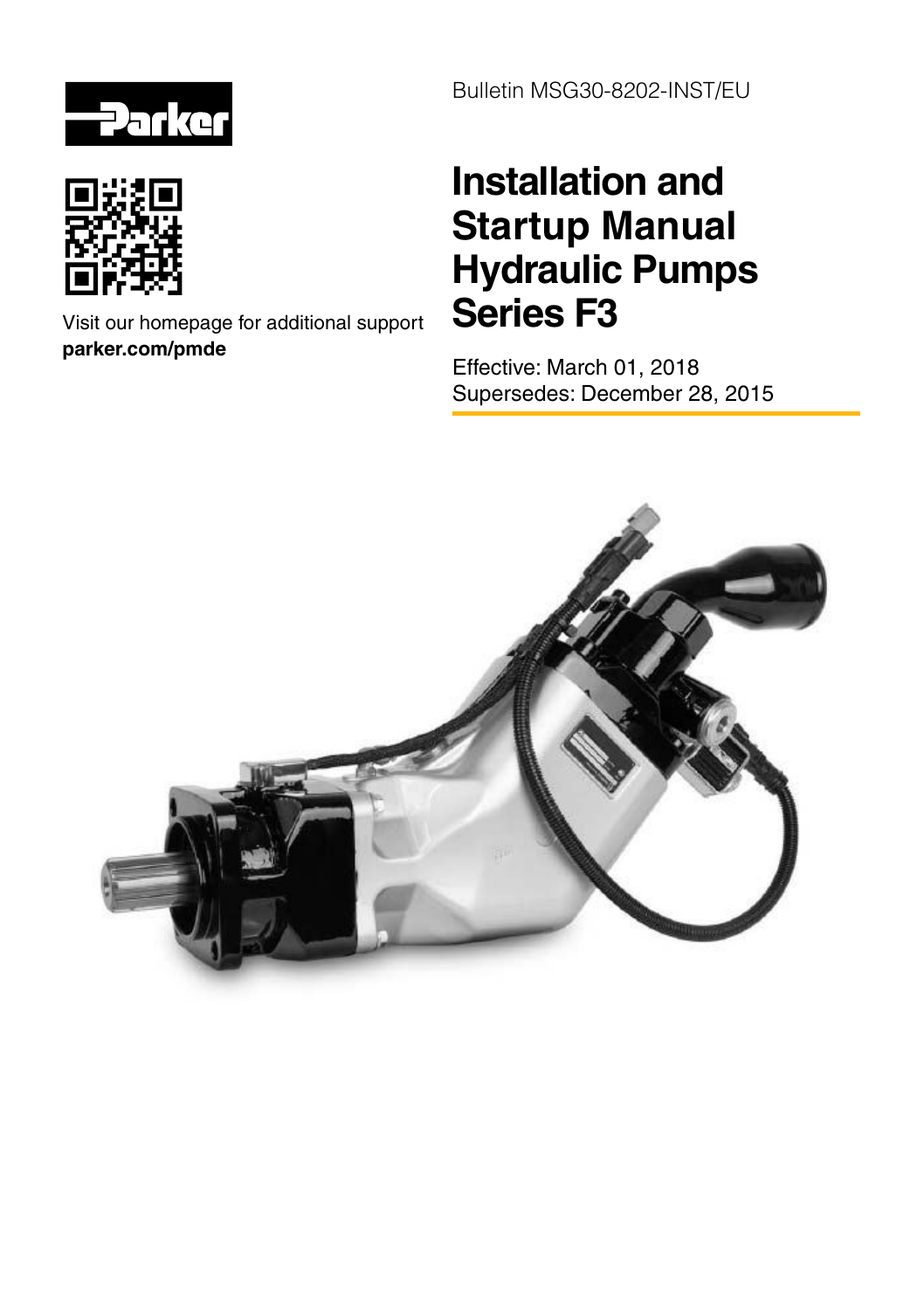Bulletin MSG30-8202-INST/EU

# Installation and Startup Manual Hydraulic Pumps Series F3

Effective: March 01, 2018
Supersedes: December 28, 2015

Visit our homepage for additional support
**parker.com/pmde**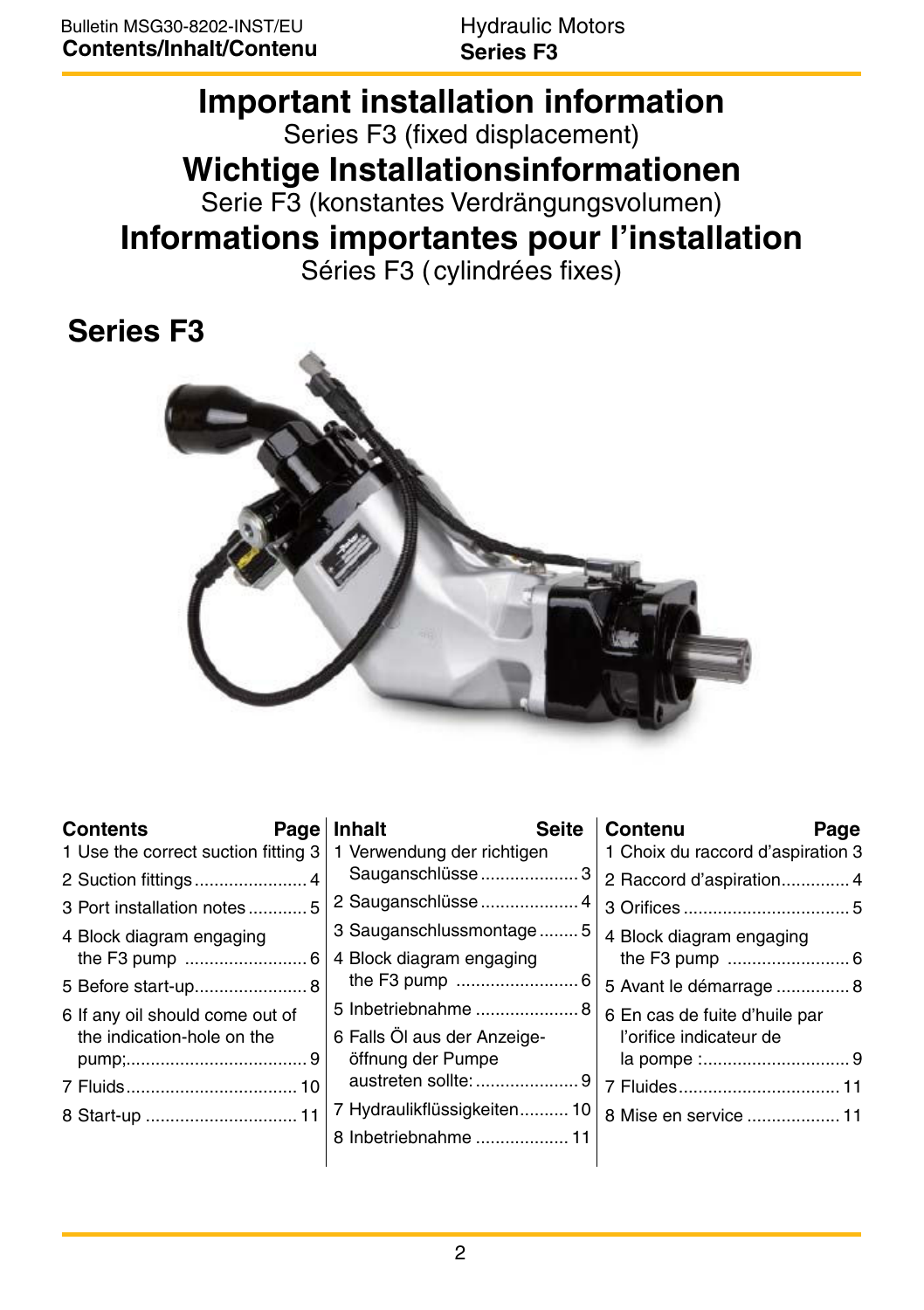# Important installation information

Series F3 (fixed displacement)

# Wichtige Installationsinformationen

Serie F3 (konstantes Verdrängungsvolumen)

# Informations importantes pour l’installation

Séries F3 (cylindrées fixes)

## Series F3

### Contents

| Contents | Page |
|---|---|
| 1 Use the correct suction fitting | 3 |
| 2 Suction fittings | 4 |
| 3 Port installation notes | 5 |
| 4 Block diagram engaging the F3 pump | 6 |
| 5 Before start-up | 8 |
| 6 If any oil should come out of the indication-hole on the pump; | 9 |
| 7 Fluids | 10 |
| 8 Start-up | 11 |

### Inhalt

| Inhalt | Seite |
|---|---|
| 1 Verwendung der richtigen Sauganschlüsse | 3 |
| 2 Sauganschlüsse | 4 |
| 3 Sauganschlussmontage | 5 |
| 4 Block diagram engaging the F3 pump | 6 |
| 5 Inbetriebnahme | 8 |
| 6 Falls Öl aus der Anzeigeöffnung der Pumpe austreten sollte: | 9 |
| 7 Hydraulikflüssigkeiten | 10 |
| 8 Inbetriebnahme | 11 |

### Contenu

| Contenu | Page |
|---|---|
| 1 Choix du raccord d’aspiration | 3 |
| 2 Raccord d’aspiration | 4 |
| 3 Orifices | 5 |
| 4 Block diagram engaging the F3 pump | 6 |
| 5 Avant le démarrage | 8 |
| 6 En cas de fuite d’huile par l’orifice indicateur de la pompe : | 9 |
| 7 Fluides | 11 |
| 8 Mise en service | 11 |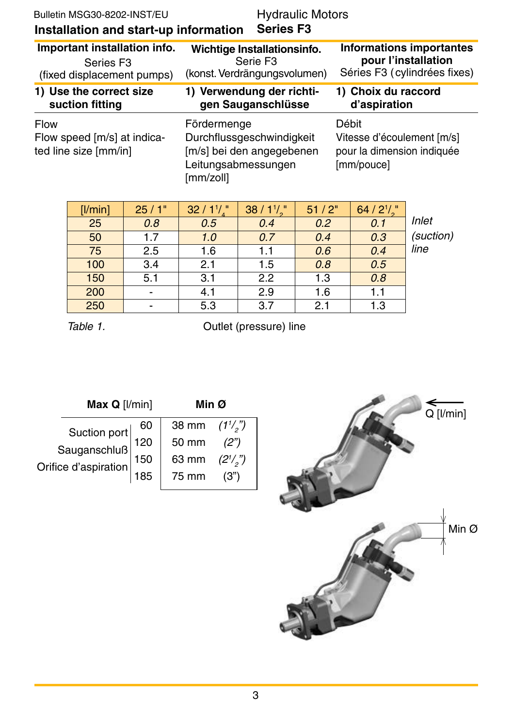## Important installation info.

Series F3
(fixed displacement pumps)

## Wichtige Installationsinfo.

Serie F3
(konst. Verdrängungsvolumen)

## Informations importantes pour l'installation

Séries F3 (cylindrées fixes)

### 1) Use the correct size suction fitting

Flow
Flow speed [m/s] at indicated line size [mm/in]

### 1) Verwendung der richtigen Sauganschlüsse

Fördermenge
Durchflussgeschwindigkeit [m/s] bei den angegebenen Leitungsabmessungen [mm/zoll]

### 1) Choix du raccord d'aspiration

Débit
Vitesse d'écoulement [m/s] pour la dimension indiquée [mm/pouce]

| [l/min] | 25 / 1" | 32 / 1 1/4" | 38 / 1 1/2" | 51 / 2" | 64 / 2 1/2" |
|---|---|---|---|---|---|
| 25 | *0.8* | *0.5* | *0.4* | *0.2* | *0.1* |
| 50 | 1.7 | *1.0* | *0.7* | *0.4* | *0.3* |
| 75 | 2.5 | 1.6 | 1.1 | *0.6* | *0.4* |
| 100 | 3.4 | 2.1 | 1.5 | *0.8* | *0.5* |
| 150 | 5.1 | 3.1 | 2.2 | 1.3 | *0.8* |
| 200 | - | 4.1 | 2.9 | 1.6 | 1.1 |
| 250 | - | 5.3 | 3.7 | 2.1 | 1.3 |

*Inlet (suction) line* (italic values)

*Table 1.* Outlet (pressure) line

| | **Max Q** [l/min] | **Min Ø** | |
|---|---|---|---|
| Suction port / Sauganschluß / Orifice d'aspiration | 60 | 38 mm | *(1 1/2")* |
| | 120 | 50 mm | *(2")* |
| | 150 | 63 mm | *(2 1/2")* |
| | 185 | 75 mm | (3") |

Q [l/min]

Min Ø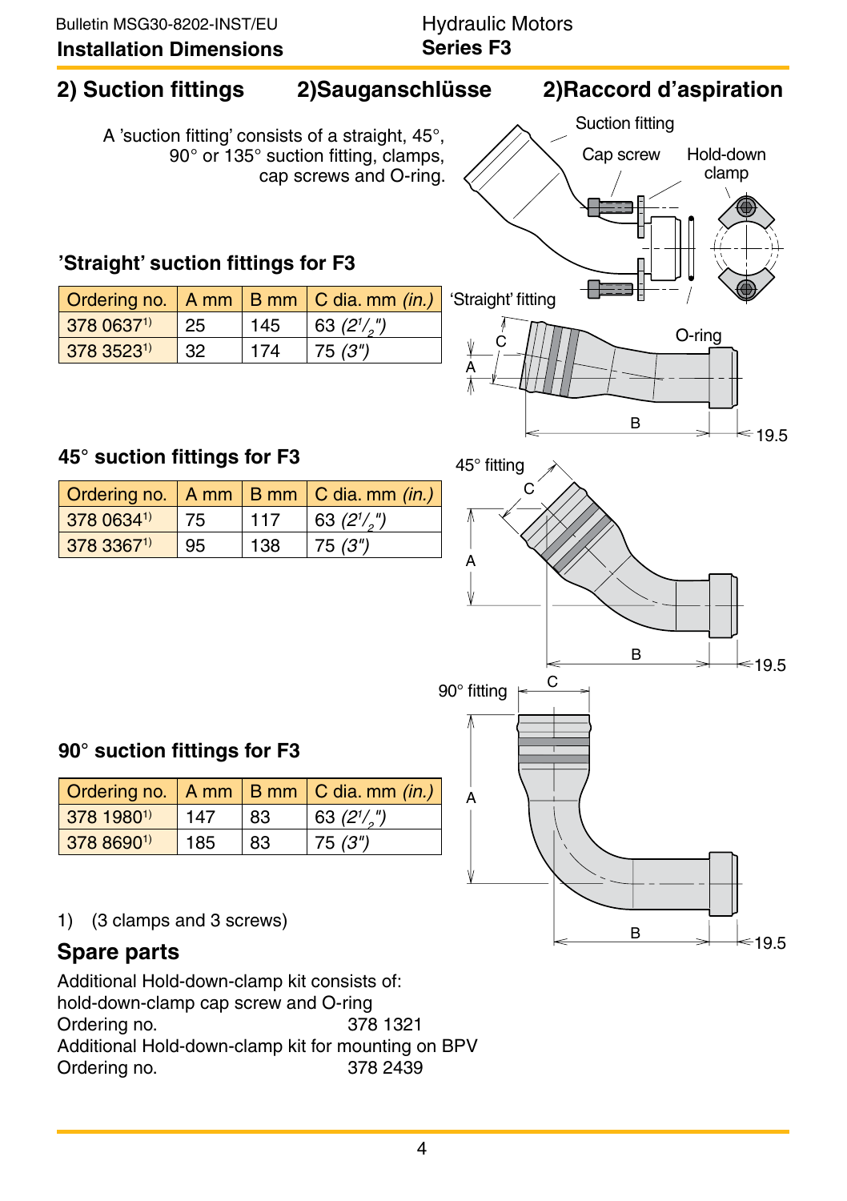## 2) Suction fittings 2)Sauganschlüsse 2)Raccord d'aspiration

A 'suction fitting' consists of a straight, 45°, 90° or 135° suction fitting, clamps, cap screws and O-ring.

### 'Straight' suction fittings for F3

| Ordering no. | A mm | B mm | C dia. mm *(in.)* |
|---|---|---|---|
| 378 0637[1)] | 25 | 145 | 63 *(2$^1/_2$")* |
| 378 3523[1)] | 32 | 174 | 75 *(3")* |

### 45° suction fittings for F3

| Ordering no. | A mm | B mm | C dia. mm *(in.)* |
|---|---|---|---|
| 378 0634[1)] | 75 | 117 | 63 *(2$^1/_2$")* |
| 378 3367[1)] | 95 | 138 | 75 *(3")* |

### 90° suction fittings for F3

| Ordering no. | A mm | B mm | C dia. mm *(in.)* |
|---|---|---|---|
| 378 1980[1)] | 147 | 83 | 63 *(2$^1/_2$")* |
| 378 8690[1)] | 185 | 83 | 75 *(3")* |

1) (3 clamps and 3 screws)

## Spare parts

Additional Hold-down-clamp kit consists of:
hold-down-clamp cap screw and O-ring
Ordering no. 378 1321
Additional Hold-down-clamp kit for mounting on BPV
Ordering no. 378 2439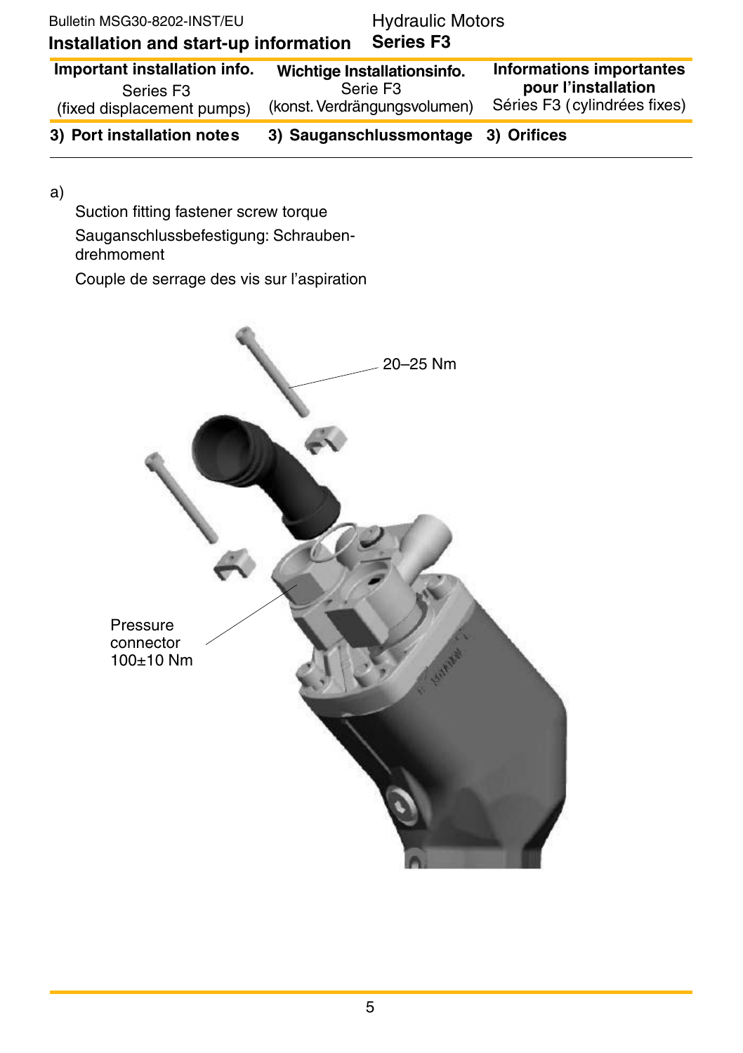| Important installation info. | Wichtige Installationsinfo. | Informations importantes pour l'installation |
|---|---|---|
| Series F3 (fixed displacement pumps) | Serie F3 (konst. Verdrängungsvolumen) | Séries F3 (cylindrées fixes) |

## 3) Port installation notes | 3) Sauganschlussmontage | 3) Orifices

a)

Suction fitting fastener screw torque

Sauganschlussbefestigung: Schrauben-drehmoment

Couple de serrage des vis sur l'aspiration

20–25 Nm

Pressure connector 100±10 Nm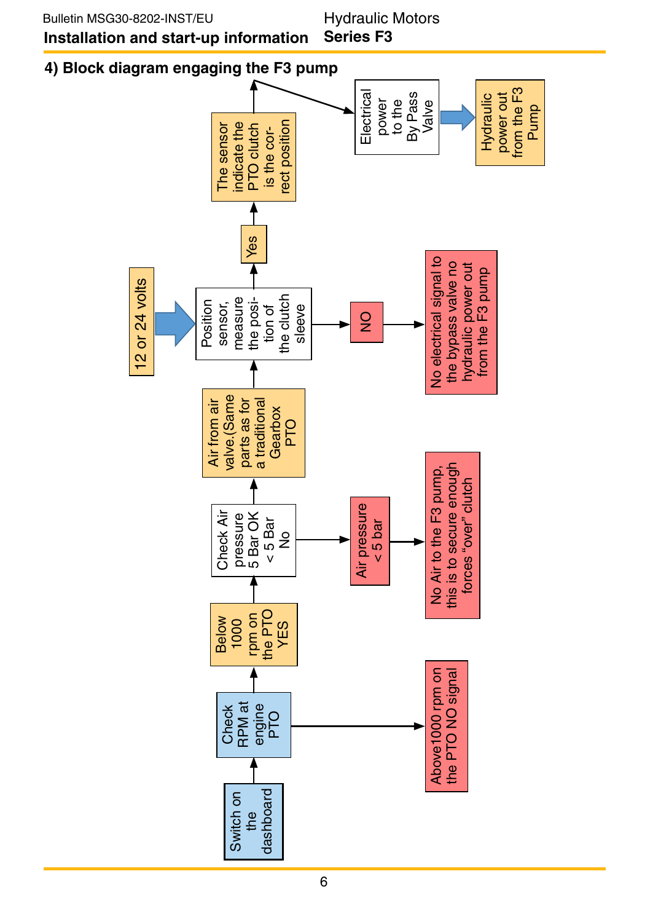## 4) Block diagram engaging the F3 pump

Switch on the dashboard

Check RPM at engine PTO

Above1000 rpm on the PTO NO signal

Below 1000 rpm on the PTO YES

Check Air pressure 5 Bar OK < 5 Bar No

Air pressure < 5 bar

No Air to the F3 pump, this is to secure enough forces "over" clutch

Air from air valve.(Same parts as for a traditional Gearbox PTO

12 or 24 volts

Position sensor, measure the position of the clutch sleeve

NO

No electrical signal to the bypass valve no hydraulic power out from the F3 pump

Yes

The sensor indicate the PTO clutch is the correct position

Electrical power to the By Pass Valve

Hydraulic power out from the F3 Pump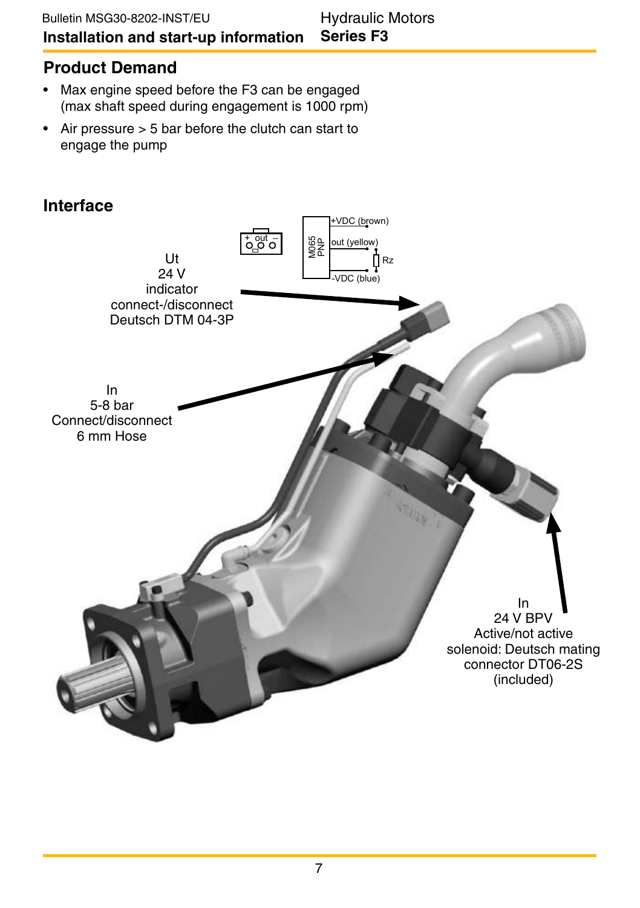## Product Demand

- Max engine speed before the F3 can be engaged (max shaft speed during engagement is 1000 rpm)
- Air pressure > 5 bar before the clutch can start to engage the pump

## Interface

+ out –

M065 PNP

+VDC (brown)

out (yellow)

Rz

-VDC (blue)

Ut
24 V
indicator
connect-/disconnect
Deutsch DTM 04-3P

In
5-8 bar
Connect/disconnect
6 mm Hose

In
24 V BPV
Active/not active
solenoid: Deutsch mating connector DT06-2S
(included)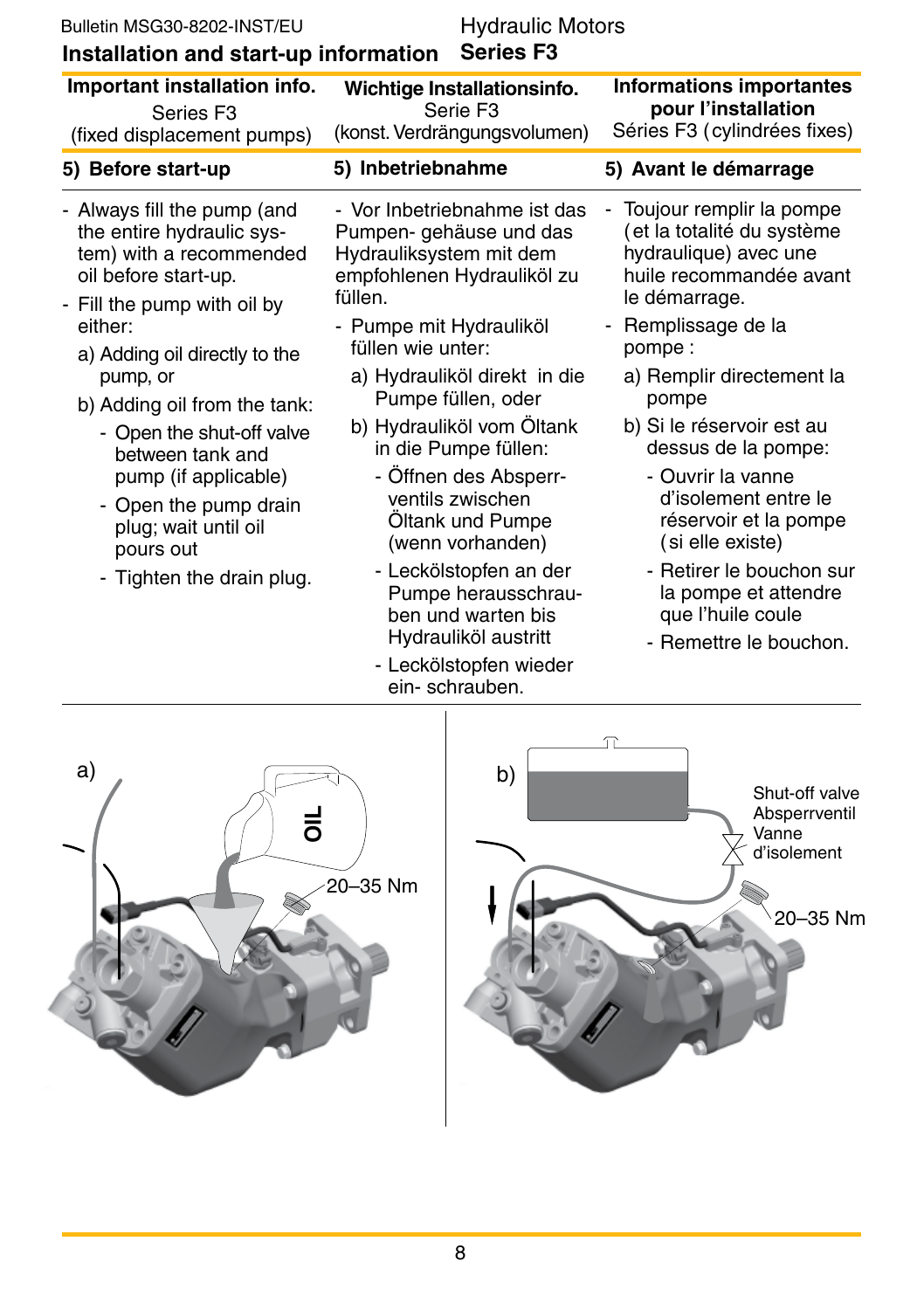| Important installation info. Series F3 (fixed displacement pumps) | Wichtige Installationsinfo. Serie F3 (konst. Verdrängungsvolumen) | Informations importantes pour l'installation Séries F3 (cylindrées fixes) |
|---|---|---|

## 5) Before start-up

- Always fill the pump (and the entire hydraulic system) with a recommended oil before start-up.
- Fill the pump with oil by either:
  - a) Adding oil directly to the pump, or
  - b) Adding oil from the tank:
    - Open the shut-off valve between tank and pump (if applicable)
    - Open the pump drain plug; wait until oil pours out
    - Tighten the drain plug.

## 5) Inbetriebnahme

- Vor Inbetriebnahme ist das Pumpen- gehäuse und das Hydrauliksystem mit dem empfohlenen Hydrauliköl zu füllen.
- Pumpe mit Hydrauliköl füllen wie unter:
  - a) Hydrauliköl direkt in die Pumpe füllen, oder
  - b) Hydrauliköl vom Öltank in die Pumpe füllen:
    - Öffnen des Absperr- ventils zwischen Öltank und Pumpe (wenn vorhanden)
    - Leckölstopfen an der Pumpe herausschrauben und warten bis Hydrauliköl austritt
    - Leckölstopfen wieder ein- schrauben.

## 5) Avant le démarrage

- Toujour remplir la pompe (et la totalité du système hydraulique) avec une huile recommandée avant le démarrage.
- Remplissage de la pompe :
  - a) Remplir directement la pompe
  - b) Si le réservoir est au dessus de la pompe:
    - Ouvrir la vanne d'isolement entre le réservoir et la pompe (si elle existe)
    - Retirer le bouchon sur la pompe et attendre que l'huile coule
    - Remettre le bouchon.

a) OIL — 20–35 Nm

b) Shut-off valve / Absperrventil / Vanne d'isolement — 20–35 Nm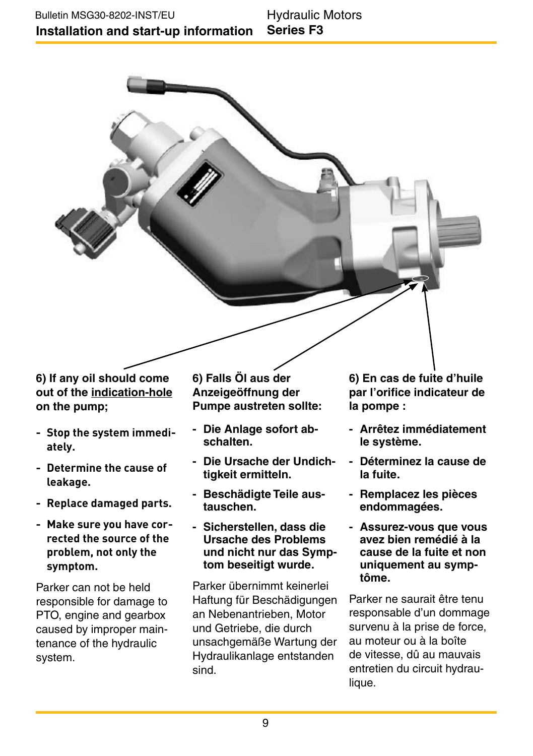**6) If any oil should come out of the indication-hole on the pump;**

- **Stop the system immediately.**
- **Determine the cause of leakage.**
- **Replace damaged parts.**
- **Make sure you have corrected the source of the problem, not only the symptom.**

Parker can not be held responsible for damage to PTO, engine and gearbox caused by improper maintenance of the hydraulic system.

**6) Falls Öl aus der Anzeigeöffnung der Pumpe austreten sollte:**

- **Die Anlage sofort abschalten.**
- **Die Ursache der Undichtigkeit ermitteln.**
- **Beschädigte Teile austauschen.**
- **Sicherstellen, dass die Ursache des Problems und nicht nur das Symptom beseitigt wurde.**

Parker übernimmt keinerlei Haftung für Beschädigungen an Nebenantrieben, Motor und Getriebe, die durch unsachgemäße Wartung der Hydraulikanlage entstanden sind.

**6) En cas de fuite d'huile par l'orifice indicateur de la pompe :**

- **Arrêtez immédiatement le système.**
- **Déterminez la cause de la fuite.**
- **Remplacez les pièces endommagées.**
- **Assurez-vous que vous avez bien remédié à la cause de la fuite et non uniquement au symptôme.**

Parker ne saurait être tenu responsable d'un dommage survenu à la prise de force, au moteur ou à la boîte de vitesse, dû au mauvais entretien du circuit hydraulique.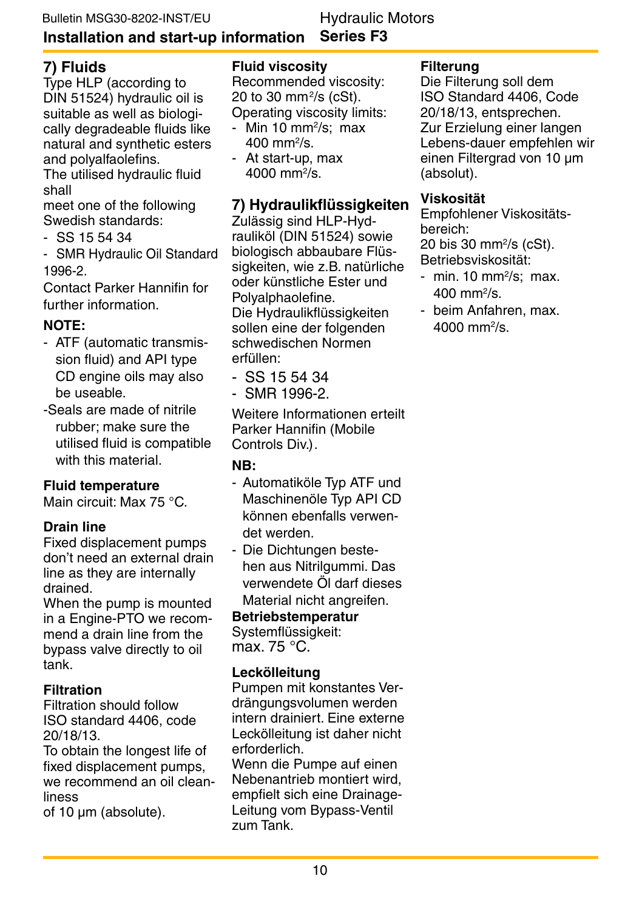## 7) Fluids

Type HLP (according to DIN 51524) hydraulic oil is suitable as well as biologically degradeable fluids like natural and synthetic esters and polyalfaolefins.
The utilised hydraulic fluid shall
meet one of the following Swedish standards:

- SS 15 54 34
- SMR Hydraulic Oil Standard 1996-2.

Contact Parker Hannifin for further information.

**NOTE:**

- ATF (automatic transmission fluid) and API type CD engine oils may also be useable.
- Seals are made of nitrile rubber; make sure the utilised fluid is compatible with this material.

**Fluid temperature**
Main circuit: Max 75 °C.

**Drain line**
Fixed displacement pumps don't need an external drain line as they are internally drained.
When the pump is mounted in a Engine-PTO we recommend a drain line from the bypass valve directly to oil tank.

**Filtration**
Filtration should follow ISO standard 4406, code 20/18/13.
To obtain the longest life of fixed displacement pumps, we recommend an oil cleanliness
of 10 µm (absolute).

**Fluid viscosity**
Recommended viscosity: 20 to 30 mm²/s (cSt).
Operating viscosity limits:

- Min 10 mm²/s; max 400 mm²/s.
- At start-up, max 4000 mm²/s.

## 7) Hydraulikflüssigkeiten

Zulässig sind HLP-Hydrauliköl (DIN 51524) sowie biologisch abbaubare Flüssigkeiten, wie z.B. natürliche oder künstliche Ester und Polyalphaolefine.
Die Hydraulikflüssigkeiten sollen eine der folgenden schwedischen Normen erfüllen:

- SS 15 54 34
- SMR 1996-2.

Weitere Informationen erteilt Parker Hannifin (Mobile Controls Div.).

**NB:**

- Automatiköle Typ ATF und Maschinenöle Typ API CD können ebenfalls verwendet werden.
- Die Dichtungen bestehen aus Nitrilgummi. Das verwendete Öl darf dieses Material nicht angreifen.

**Betriebstemperatur**
Systemflüssigkeit:
max. 75 °C.

**Leckölleitung**
Pumpen mit konstantes Verdrängungsvolumen werden intern drainiert. Eine externe Leckölleitung ist daher nicht erforderlich.
Wenn die Pumpe auf einen Nebenantrieb montiert wird, empfielt sich eine Drainage-Leitung vom Bypass-Ventil zum Tank.

**Filterung**
Die Filterung soll dem ISO Standard 4406, Code 20/18/13, entsprechen.
Zur Erzielung einer langen Lebens-dauer empfehlen wir einen Filtergrad von 10 µm (absolut).

**Viskosität**
Empfohlener Viskositätsbereich:
20 bis 30 mm²/s (cSt).
Betriebsviskosität:

- min. 10 mm²/s; max. 400 mm²/s.
- beim Anfahren, max. 4000 mm²/s.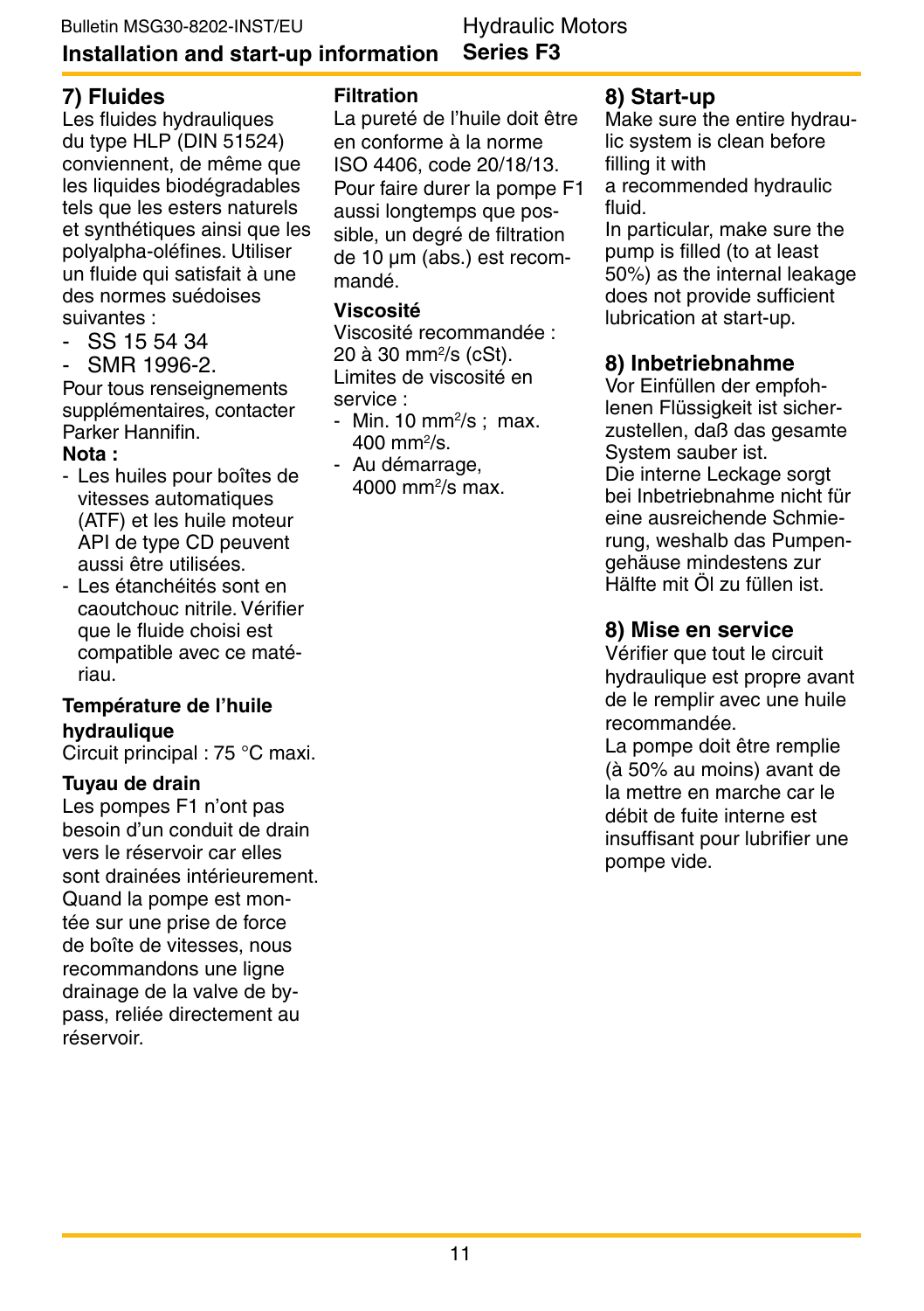## 7) Fluides

Les fluides hydrauliques du type HLP (DIN 51524) conviennent, de même que les liquides biodégradables tels que les esters naturels et synthétiques ainsi que les polyalpha-oléfines. Utiliser un fluide qui satisfait à une des normes suédoises suivantes :

- SS 15 54 34
- SMR 1996-2.

Pour tous renseignements supplémentaires, contacter Parker Hannifin.

**Nota :**

- Les huiles pour boîtes de vitesses automatiques (ATF) et les huile moteur API de type CD peuvent aussi être utilisées.
- Les étanchéités sont en caoutchouc nitrile. Vérifier que le fluide choisi est compatible avec ce matériau.

### Température de l'huile hydraulique

Circuit principal : 75 °C maxi.

### Tuyau de drain

Les pompes F1 n'ont pas besoin d'un conduit de drain vers le réservoir car elles sont drainées intérieurement. Quand la pompe est montée sur une prise de force de boîte de vitesses, nous recommandons une ligne drainage de la valve de by-pass, reliée directement au réservoir.

### Filtration

La pureté de l'huile doit être en conforme à la norme ISO 4406, code 20/18/13. Pour faire durer la pompe F1 aussi longtemps que possible, un degré de filtration de 10 µm (abs.) est recommandé.

### Viscosité

Viscosité recommandée : 20 à 30 mm²/s (cSt).

Limites de viscosité en service :

- Min. 10 mm²/s ; max. 400 mm²/s.
- Au démarrage, 4000 mm²/s max.

## 8) Start-up

Make sure the entire hydraulic system is clean before filling it with a recommended hydraulic fluid.

In particular, make sure the pump is filled (to at least 50%) as the internal leakage does not provide sufficient lubrication at start-up.

## 8) Inbetriebnahme

Vor Einfüllen der empfohlenen Flüssigkeit ist sicherzustellen, daß das gesamte System sauber ist.

Die interne Leckage sorgt bei Inbetriebnahme nicht für eine ausreichende Schmierung, weshalb das Pumpengehäuse mindestens zur Hälfte mit Öl zu füllen ist.

## 8) Mise en service

Vérifier que tout le circuit hydraulique est propre avant de le remplir avec une huile recommandée.

La pompe doit être remplie (à 50% au moins) avant de la mettre en marche car le débit de fuite interne est insuffisant pour lubrifier une pompe vide.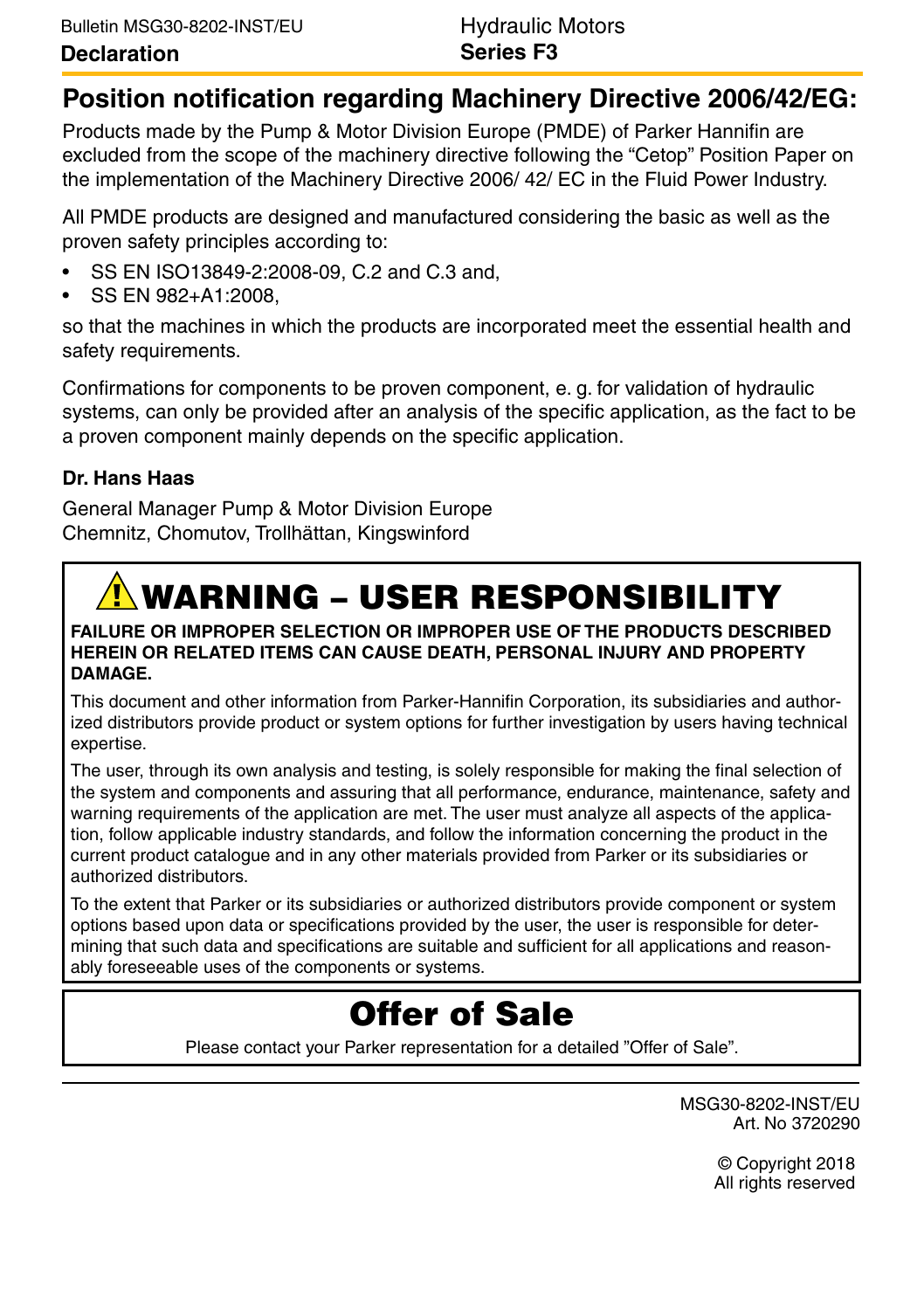# Position notification regarding Machinery Directive 2006/42/EG:

Products made by the Pump & Motor Division Europe (PMDE) of Parker Hannifin are excluded from the scope of the machinery directive following the "Cetop" Position Paper on the implementation of the Machinery Directive 2006/ 42/ EC in the Fluid Power Industry.

All PMDE products are designed and manufactured considering the basic as well as the proven safety principles according to:

- SS EN ISO13849-2:2008-09, C.2 and C.3 and,
- SS EN 982+A1:2008,

so that the machines in which the products are incorporated meet the essential health and safety requirements.

Confirmations for components to be proven component, e. g. for validation of hydraulic systems, can only be provided after an analysis of the specific application, as the fact to be a proven component mainly depends on the specific application.

**Dr. Hans Haas**

General Manager Pump & Motor Division Europe
Chemnitz, Chomutov, Trollhättan, Kingswinford

## ⚠ WARNING – USER RESPONSIBILITY

**FAILURE OR IMPROPER SELECTION OR IMPROPER USE OF THE PRODUCTS DESCRIBED HEREIN OR RELATED ITEMS CAN CAUSE DEATH, PERSONAL INJURY AND PROPERTY DAMAGE.**

This document and other information from Parker-Hannifin Corporation, its subsidiaries and authorized distributors provide product or system options for further investigation by users having technical expertise.

The user, through its own analysis and testing, is solely responsible for making the final selection of the system and components and assuring that all performance, endurance, maintenance, safety and warning requirements of the application are met. The user must analyze all aspects of the application, follow applicable industry standards, and follow the information concerning the product in the current product catalogue and in any other materials provided from Parker or its subsidiaries or authorized distributors.

To the extent that Parker or its subsidiaries or authorized distributors provide component or system options based upon data or specifications provided by the user, the user is responsible for determining that such data and specifications are suitable and sufficient for all applications and reasonably foreseeable uses of the components or systems.

## Offer of Sale

Please contact your Parker representation for a detailed "Offer of Sale".

MSG30-8202-INST/EU
Art. No 3720290

© Copyright 2018
All rights reserved